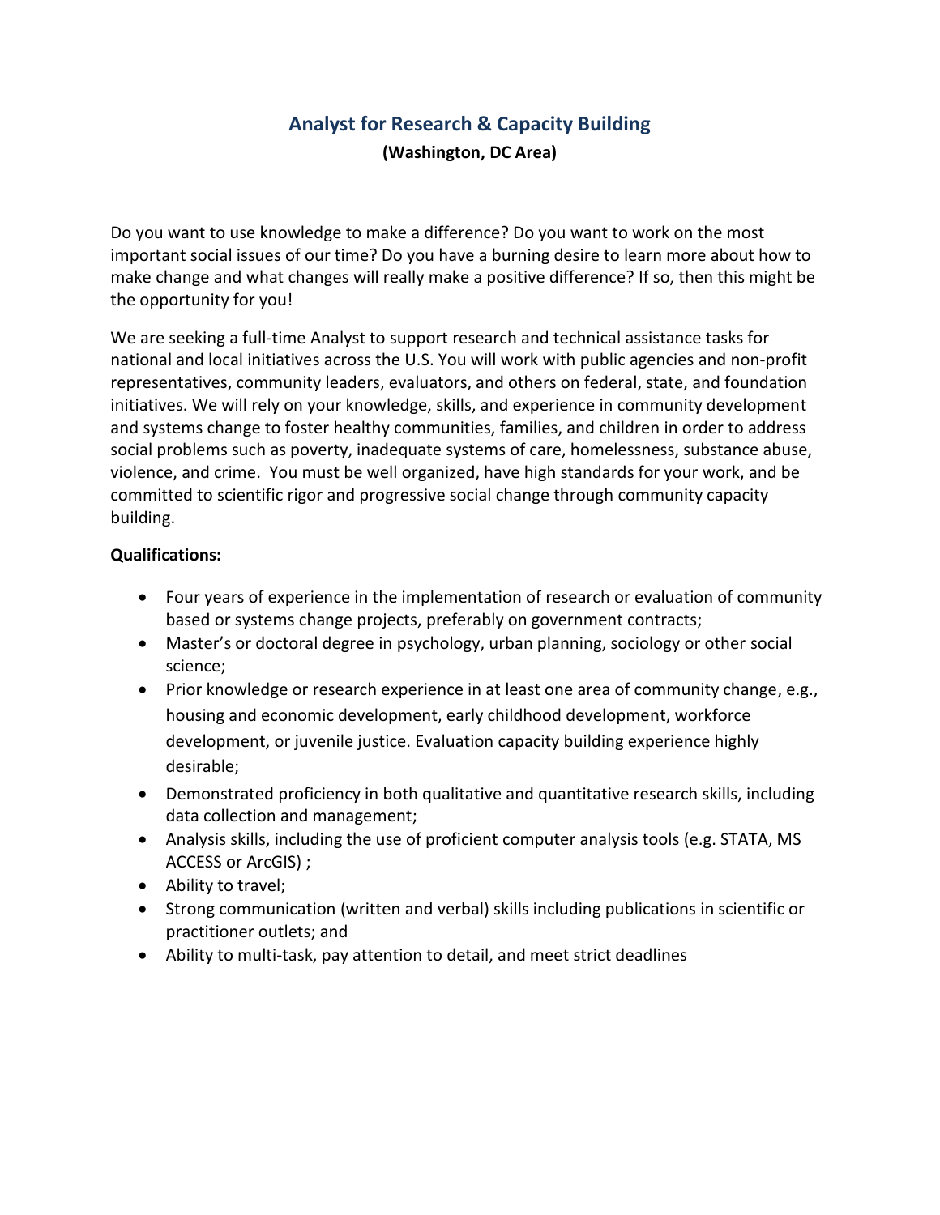# Analyst for Research & Capacity Building

**(Washington, DC Area)**

Do you want to use knowledge to make a difference? Do you want to work on the most important social issues of our time? Do you have a burning desire to learn more about how to make change and what changes will really make a positive difference? If so, then this might be the opportunity for you!

We are seeking a full-time Analyst to support research and technical assistance tasks for national and local initiatives across the U.S. You will work with public agencies and non-profit representatives, community leaders, evaluators, and others on federal, state, and foundation initiatives. We will rely on your knowledge, skills, and experience in community development and systems change to foster healthy communities, families, and children in order to address social problems such as poverty, inadequate systems of care, homelessness, substance abuse, violence, and crime. You must be well organized, have high standards for your work, and be committed to scientific rigor and progressive social change through community capacity building.

**Qualifications:**

- Four years of experience in the implementation of research or evaluation of community based or systems change projects, preferably on government contracts;
- Master's or doctoral degree in psychology, urban planning, sociology or other social science;
- Prior knowledge or research experience in at least one area of community change, e.g., housing and economic development, early childhood development, workforce development, or juvenile justice. Evaluation capacity building experience highly desirable;
- Demonstrated proficiency in both qualitative and quantitative research skills, including data collection and management;
- Analysis skills, including the use of proficient computer analysis tools (e.g. STATA, MS ACCESS or ArcGIS) ;
- Ability to travel;
- Strong communication (written and verbal) skills including publications in scientific or practitioner outlets; and
- Ability to multi-task, pay attention to detail, and meet strict deadlines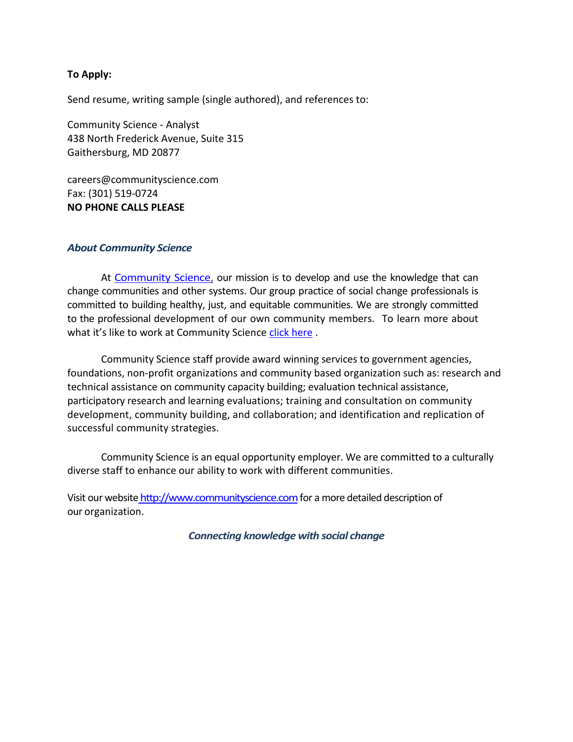**To Apply:**

Send resume, writing sample (single authored), and references to:

Community Science - Analyst
438 North Frederick Avenue, Suite 315
Gaithersburg, MD 20877

careers@communityscience.com
Fax: (301) 519-0724
**NO PHONE CALLS PLEASE**

### *About Community Science*

At Community Science, our mission is to develop and use the knowledge that can change communities and other systems. Our group practice of social change professionals is committed to building healthy, just, and equitable communities. We are strongly committed to the professional development of our own community members. To learn more about what it's like to work at Community Science click here .

Community Science staff provide award winning services to government agencies, foundations, non-profit organizations and community based organization such as: research and technical assistance on community capacity building; evaluation technical assistance, participatory research and learning evaluations; training and consultation on community development, community building, and collaboration; and identification and replication of successful community strategies.

Community Science is an equal opportunity employer. We are committed to a culturally diverse staff to enhance our ability to work with different communities.

Visit our website http://www.communityscience.com for a more detailed description of our organization.

***Connecting knowledge with social change***